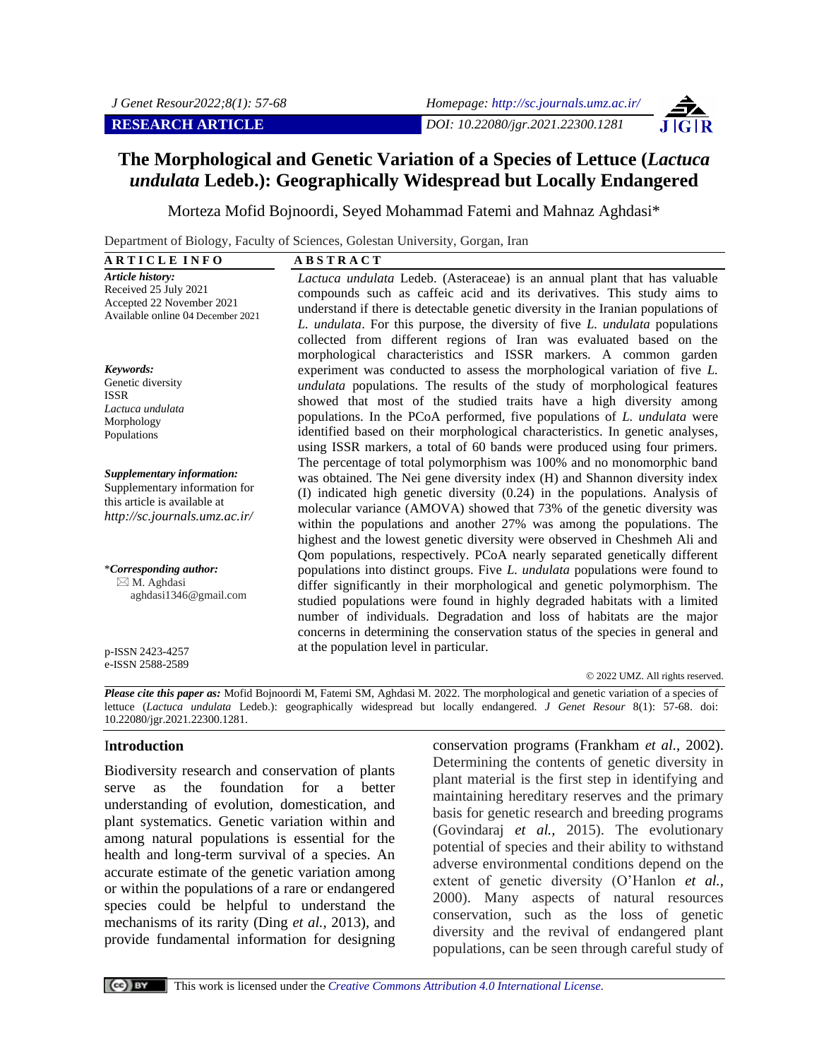RESEARCH ARTICLE

DOI: 10.22080/jgr.2021.22300.1281

# The Morphological and Genetic Variation of a Species of Lettuce (*Lactuca undulata* Ledeb.): Geographically Widespread but Locally Endangered

Morteza Mofid Bojnoordi, Seyed Mohammad Fatemi and Mahnaz Aghdasi*

Department of Biology, Faculty of Sciences, Golestan University, Gorgan, Iran

**ARTICLE INFO**

***Article history:***
Received 25 July 2021
Accepted 22 November 2021
Available online 04 December 2021

***Keywords:***
Genetic diversity
ISSR
*Lactuca undulata*
Morphology
Populations

***Supplementary information:***
Supplementary information for this article is available at *http://sc.journals.umz.ac.ir/*

****Corresponding author:***
M. Aghdasi
aghdasi1346@gmail.com

p-ISSN 2423-4257
e-ISSN 2588-2589

**ABSTRACT**

*Lactuca undulata* Ledeb. (Asteraceae) is an annual plant that has valuable compounds such as caffeic acid and its derivatives. This study aims to understand if there is detectable genetic diversity in the Iranian populations of *L. undulata*. For this purpose, the diversity of five *L. undulata* populations collected from different regions of Iran was evaluated based on the morphological characteristics and ISSR markers. A common garden experiment was conducted to assess the morphological variation of five *L. undulata* populations. The results of the study of morphological features showed that most of the studied traits have a high diversity among populations. In the PCoA performed, five populations of *L. undulata* were identified based on their morphological characteristics. In genetic analyses, using ISSR markers, a total of 60 bands were produced using four primers. The percentage of total polymorphism was 100% and no monomorphic band was obtained. The Nei gene diversity index (H) and Shannon diversity index (I) indicated high genetic diversity (0.24) in the populations. Analysis of molecular variance (AMOVA) showed that 73% of the genetic diversity was within the populations and another 27% was among the populations. The highest and the lowest genetic diversity were observed in Cheshmeh Ali and Qom populations, respectively. PCoA nearly separated genetically different populations into distinct groups. Five *L. undulata* populations were found to differ significantly in their morphological and genetic polymorphism. The studied populations were found in highly degraded habitats with a limited number of individuals. Degradation and loss of habitats are the major concerns in determining the conservation status of the species in general and at the population level in particular.

© 2022 UMZ. All rights reserved.

***Please cite this paper as:*** Mofid Bojnoordi M, Fatemi SM, Aghdasi M. 2022. The morphological and genetic variation of a species of lettuce (*Lactuca undulata* Ledeb.): geographically widespread but locally endangered. *J Genet Resour* 8(1): 57-68. doi: 10.22080/jgr.2021.22300.1281.

## Introduction

Biodiversity research and conservation of plants serve as the foundation for a better understanding of evolution, domestication, and plant systematics. Genetic variation within and among natural populations is essential for the health and long-term survival of a species. An accurate estimate of the genetic variation among or within the populations of a rare or endangered species could be helpful to understand the mechanisms of its rarity (Ding *et al.*, 2013), and provide fundamental information for designing conservation programs (Frankham *et al.*, 2002). Determining the contents of genetic diversity in plant material is the first step in identifying and maintaining hereditary reserves and the primary basis for genetic research and breeding programs (Govindaraj *et al.*, 2015). The evolutionary potential of species and their ability to withstand adverse environmental conditions depend on the extent of genetic diversity (O'Hanlon *et al.*, 2000). Many aspects of natural resources conservation, such as the loss of genetic diversity and the revival of endangered plant populations, can be seen through careful study of

This work is licensed under the *Creative Commons Attribution 4.0 International License*.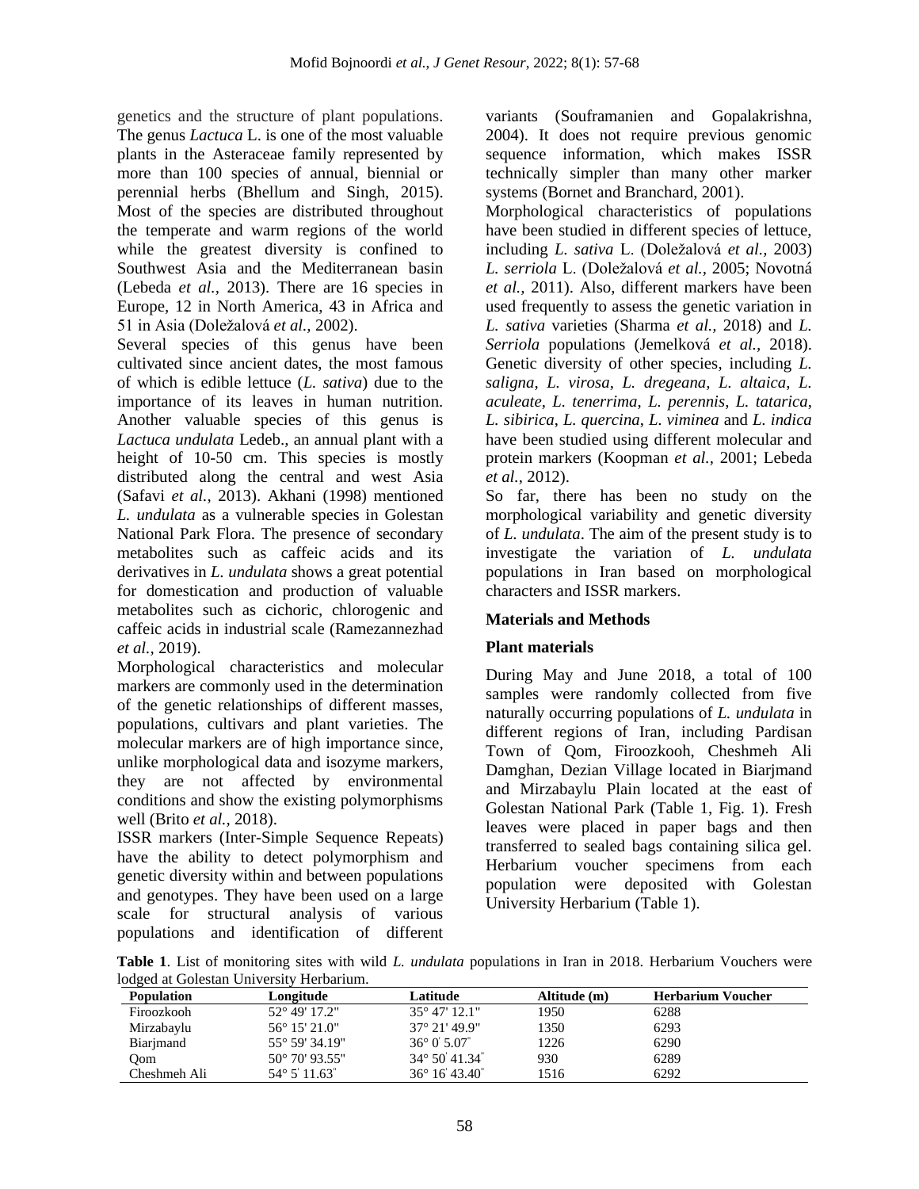genetics and the structure of plant populations. The genus *Lactuca* L. is one of the most valuable plants in the Asteraceae family represented by more than 100 species of annual, biennial or perennial herbs (Bhellum and Singh, 2015). Most of the species are distributed throughout the temperate and warm regions of the world while the greatest diversity is confined to Southwest Asia and the Mediterranean basin (Lebeda *et al.,* 2013). There are 16 species in Europe, 12 in North America, 43 in Africa and 51 in Asia (Doležalová *et al.,* 2002).

Several species of this genus have been cultivated since ancient dates, the most famous of which is edible lettuce (*L. sativa*) due to the importance of its leaves in human nutrition. Another valuable species of this genus is *Lactuca undulata* Ledeb., an annual plant with a height of 10-50 cm. This species is mostly distributed along the central and west Asia (Safavi *et al.,* 2013). Akhani (1998) mentioned *L. undulata* as a vulnerable species in Golestan National Park Flora. The presence of secondary metabolites such as caffeic acids and its derivatives in *L. undulata* shows a great potential for domestication and production of valuable metabolites such as cichoric, chlorogenic and caffeic acids in industrial scale (Ramezannezhad *et al.,* 2019).

Morphological characteristics and molecular markers are commonly used in the determination of the genetic relationships of different masses, populations, cultivars and plant varieties. The molecular markers are of high importance since, unlike morphological data and isozyme markers, they are not affected by environmental conditions and show the existing polymorphisms well (Brito *et al.,* 2018).

ISSR markers (Inter-Simple Sequence Repeats) have the ability to detect polymorphism and genetic diversity within and between populations and genotypes. They have been used on a large scale for structural analysis of various populations and identification of different variants (Souframanien and Gopalakrishna, 2004). It does not require previous genomic sequence information, which makes ISSR technically simpler than many other marker systems (Bornet and Branchard, 2001).

Morphological characteristics of populations have been studied in different species of lettuce, including *L. sativa* L. (Doležalová *et al.,* 2003) *L. serriola* L. (Doležalová *et al.,* 2005; Novotná *et al.,* 2011). Also, different markers have been used frequently to assess the genetic variation in *L. sativa* varieties (Sharma *et al.,* 2018) and *L. Serriola* populations (Jemelková *et al.,* 2018). Genetic diversity of other species, including *L. saligna*, *L. virosa*, *L. dregeana*, *L. altaica*, *L. aculeate*, *L. tenerrima*, *L. perennis*, *L. tatarica*, *L. sibirica*, *L. quercina*, *L. viminea* and *L. indica* have been studied using different molecular and protein markers (Koopman *et al.,* 2001; Lebeda *et al.,* 2012).

So far, there has been no study on the morphological variability and genetic diversity of *L. undulata*. The aim of the present study is to investigate the variation of *L. undulata* populations in Iran based on morphological characters and ISSR markers.

## Materials and Methods

### Plant materials

During May and June 2018, a total of 100 samples were randomly collected from five naturally occurring populations of *L. undulata* in different regions of Iran, including Pardisan Town of Qom, Firoozkooh, Cheshmeh Ali Damghan, Dezian Village located in Biarjmand and Mirzabaylu Plain located at the east of Golestan National Park (Table 1, Fig. 1). Fresh leaves were placed in paper bags and then transferred to sealed bags containing silica gel. Herbarium voucher specimens from each population were deposited with Golestan University Herbarium (Table 1).

**Table 1**. List of monitoring sites with wild *L. undulata* populations in Iran in 2018. Herbarium Vouchers were lodged at Golestan University Herbarium.

| Population | Longitude | Latitude | Altitude (m) | Herbarium Voucher |
|---|---|---|---|---|
| Firoozkooh | 52° 49' 17.2" | 35° 47' 12.1" | 1950 | 6288 |
| Mirzabaylu | 56° 15' 21.0" | 37° 21' 49.9" | 1350 | 6293 |
| Biarjmand | 55° 59' 34.19" | 36° 0' 5.07" | 1226 | 6290 |
| Qom | 50° 70' 93.55" | 34° 50' 41.34" | 930 | 6289 |
| Cheshmeh Ali | 54° 5' 11.63" | 36° 16' 43.40" | 1516 | 6292 |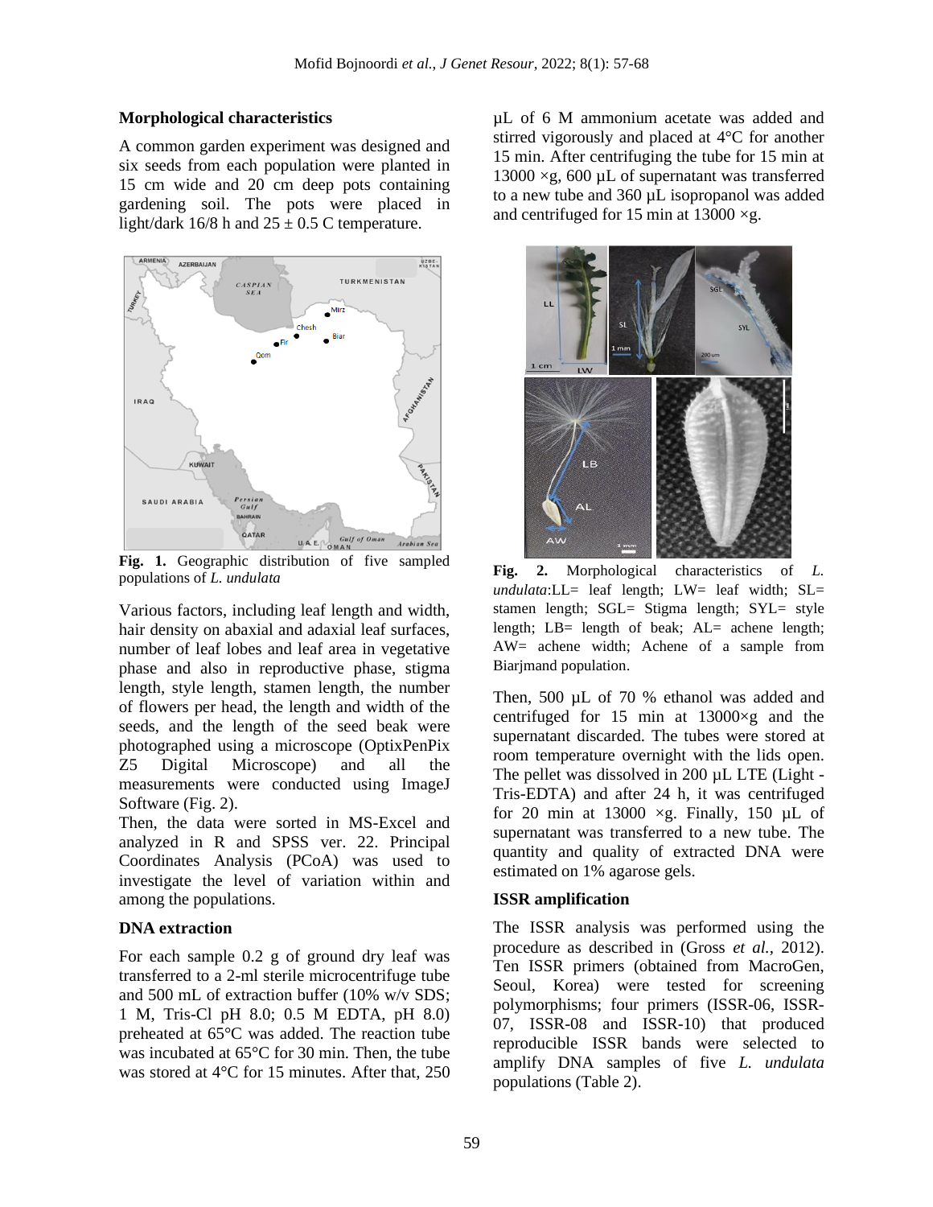**Morphological characteristics**

A common garden experiment was designed and six seeds from each population were planted in 15 cm wide and 20 cm deep pots containing gardening soil. The pots were placed in light/dark 16/8 h and 25 ± 0.5 C temperature.

**Fig. 1.** Geographic distribution of five sampled populations of *L. undulata*

Various factors, including leaf length and width, hair density on abaxial and adaxial leaf surfaces, number of leaf lobes and leaf area in vegetative phase and also in reproductive phase, stigma length, style length, stamen length, the number of flowers per head, the length and width of the seeds, and the length of the seed beak were photographed using a microscope (OptixPenPix Z5 Digital Microscope) and all the measurements were conducted using ImageJ Software (Fig. 2).

Then, the data were sorted in MS-Excel and analyzed in R and SPSS ver. 22. Principal Coordinates Analysis (PCoA) was used to investigate the level of variation within and among the populations.

**DNA extraction**

For each sample 0.2 g of ground dry leaf was transferred to a 2-ml sterile microcentrifuge tube and 500 mL of extraction buffer (10% w/v SDS; 1 M, Tris-Cl pH 8.0; 0.5 M EDTA, pH 8.0) preheated at 65°C was added. The reaction tube was incubated at 65°C for 30 min. Then, the tube was stored at 4°C for 15 minutes. After that, 250 µL of 6 M ammonium acetate was added and stirred vigorously and placed at 4°C for another 15 min. After centrifuging the tube for 15 min at 13000 ×g, 600 µL of supernatant was transferred to a new tube and 360 µL isopropanol was added and centrifuged for 15 min at 13000 ×g.

**Fig. 2.** Morphological characteristics of *L. undulata*:LL= leaf length; LW= leaf width; SL= stamen length; SGL= Stigma length; SYL= style length; LB= length of beak; AL= achene length; AW= achene width; Achene of a sample from Biarjmand population.

Then, 500 µL of 70 % ethanol was added and centrifuged for 15 min at 13000×g and the supernatant discarded. The tubes were stored at room temperature overnight with the lids open. The pellet was dissolved in 200 µL LTE (Light - Tris-EDTA) and after 24 h, it was centrifuged for 20 min at 13000 ×g. Finally, 150 µL of supernatant was transferred to a new tube. The quantity and quality of extracted DNA were estimated on 1% agarose gels.

**ISSR amplification**

The ISSR analysis was performed using the procedure as described in (Gross *et al.,* 2012). Ten ISSR primers (obtained from MacroGen, Seoul, Korea) were tested for screening polymorphisms; four primers (ISSR-06, ISSR-07, ISSR-08 and ISSR-10) that produced reproducible ISSR bands were selected to amplify DNA samples of five *L. undulata* populations (Table 2).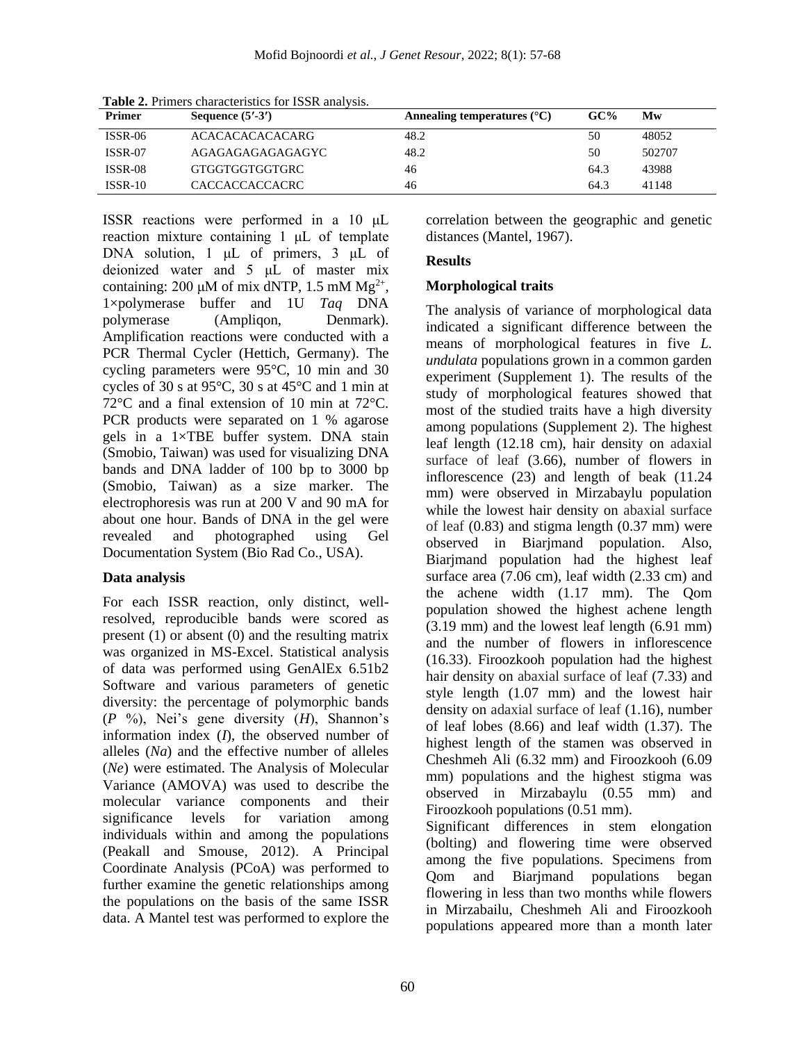**Table 2.** Primers characteristics for ISSR analysis.

| Primer | Sequence (5′-3′) | Annealing temperatures (°C) | GC% | Mw |
|---|---|---|---|---|
| ISSR-06 | ACACACACACACARG | 48.2 | 50 | 48052 |
| ISSR-07 | AGAGAGAGAGAGAGYC | 48.2 | 50 | 502707 |
| ISSR-08 | GTGGTGGTGGTGRC | 46 | 64.3 | 43988 |
| ISSR-10 | CACCACCACCACRC | 46 | 64.3 | 41148 |

ISSR reactions were performed in a 10 μL reaction mixture containing 1 μL of template DNA solution, 1 μL of primers, 3 μL of deionized water and 5 μL of master mix containing: 200 μM of mix dNTP, 1.5 mM $Mg^{2+}$, 1×polymerase buffer and 1U *Taq* DNA polymerase (Ampliqon, Denmark). Amplification reactions were conducted with a PCR Thermal Cycler (Hettich, Germany). The cycling parameters were 95°C, 10 min and 30 cycles of 30 s at 95°C, 30 s at 45°C and 1 min at 72°C and a final extension of 10 min at 72°C. PCR products were separated on 1 % agarose gels in a 1×TBE buffer system. DNA stain (Smobio, Taiwan) was used for visualizing DNA bands and DNA ladder of 100 bp to 3000 bp (Smobio, Taiwan) as a size marker. The electrophoresis was run at 200 V and 90 mA for about one hour. Bands of DNA in the gel were revealed and photographed using Gel Documentation System (Bio Rad Co., USA).

**Data analysis**

For each ISSR reaction, only distinct, well-resolved, reproducible bands were scored as present (1) or absent (0) and the resulting matrix was organized in MS-Excel. Statistical analysis of data was performed using GenAlEx 6.51b2 Software and various parameters of genetic diversity: the percentage of polymorphic bands (*P* %), Nei's gene diversity (*H*), Shannon's information index (*I*), the observed number of alleles (*Na*) and the effective number of alleles (*Ne*) were estimated. The Analysis of Molecular Variance (AMOVA) was used to describe the molecular variance components and their significance levels for variation among individuals within and among the populations (Peakall and Smouse, 2012). A Principal Coordinate Analysis (PCoA) was performed to further examine the genetic relationships among the populations on the basis of the same ISSR data. A Mantel test was performed to explore the correlation between the geographic and genetic distances (Mantel, 1967).

**Results**

**Morphological traits**

The analysis of variance of morphological data indicated a significant difference between the means of morphological features in five *L. undulata* populations grown in a common garden experiment (Supplement 1). The results of the study of morphological features showed that most of the studied traits have a high diversity among populations (Supplement 2). The highest leaf length (12.18 cm), hair density on adaxial surface of leaf (3.66), number of flowers in inflorescence (23) and length of beak (11.24 mm) were observed in Mirzabaylu population while the lowest hair density on abaxial surface of leaf (0.83) and stigma length (0.37 mm) were observed in Biarjmand population. Also, Biarjmand population had the highest leaf surface area (7.06 cm), leaf width (2.33 cm) and the achene width (1.17 mm). The Qom population showed the highest achene length (3.19 mm) and the lowest leaf length (6.91 mm) and the number of flowers in inflorescence (16.33). Firoozkooh population had the highest hair density on abaxial surface of leaf (7.33) and style length (1.07 mm) and the lowest hair density on adaxial surface of leaf (1.16), number of leaf lobes (8.66) and leaf width (1.37). The highest length of the stamen was observed in Cheshmeh Ali (6.32 mm) and Firoozkooh (6.09 mm) populations and the highest stigma was observed in Mirzabaylu (0.55 mm) and Firoozkooh populations (0.51 mm).

Significant differences in stem elongation (bolting) and flowering time were observed among the five populations. Specimens from Qom and Biarjmand populations began flowering in less than two months while flowers in Mirzabailu, Cheshmeh Ali and Firoozkooh populations appeared more than a month later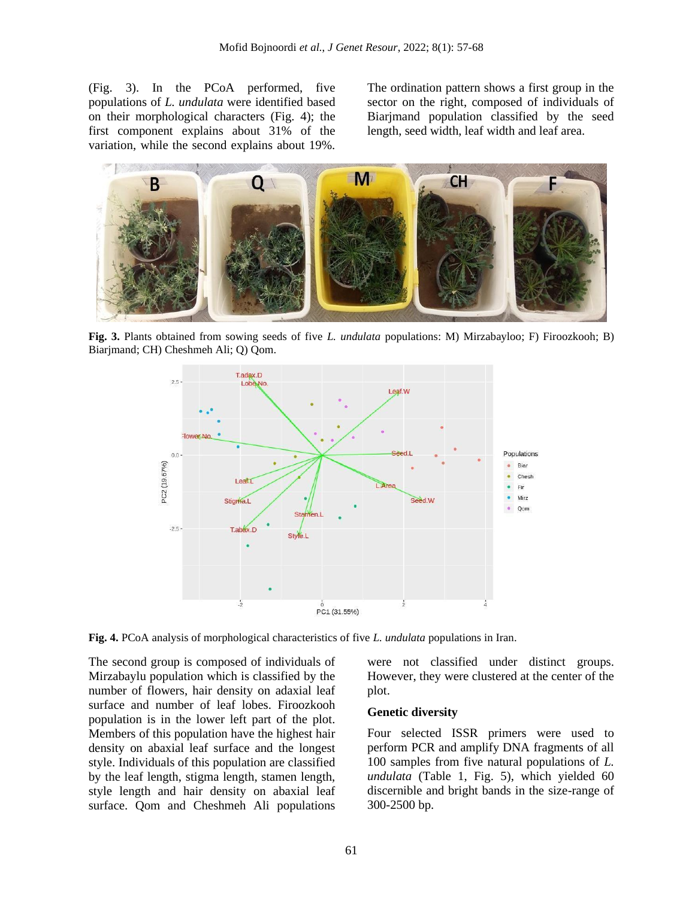(Fig. 3). In the PCoA performed, five populations of *L. undulata* were identified based on their morphological characters (Fig. 4); the first component explains about 31% of the variation, while the second explains about 19%.

The ordination pattern shows a first group in the sector on the right, composed of individuals of Biarjmand population classified by the seed length, seed width, leaf width and leaf area.

**Fig. 3.** Plants obtained from sowing seeds of five *L. undulata* populations: M) Mirzabayloo; F) Firoozkooh; B) Biarjmand; CH) Cheshmeh Ali; Q) Qom.

**Fig. 4.** PCoA analysis of morphological characteristics of five *L. undulata* populations in Iran.

The second group is composed of individuals of Mirzabaylu population which is classified by the number of flowers, hair density on adaxial leaf surface and number of leaf lobes. Firoozkooh population is in the lower left part of the plot. Members of this population have the highest hair density on abaxial leaf surface and the longest style. Individuals of this population are classified by the leaf length, stigma length, stamen length, style length and hair density on abaxial leaf surface. Qom and Cheshmeh Ali populations were not classified under distinct groups. However, they were clustered at the center of the plot.

### Genetic diversity

Four selected ISSR primers were used to perform PCR and amplify DNA fragments of all 100 samples from five natural populations of *L. undulata* (Table 1, Fig. 5), which yielded 60 discernible and bright bands in the size-range of 300-2500 bp.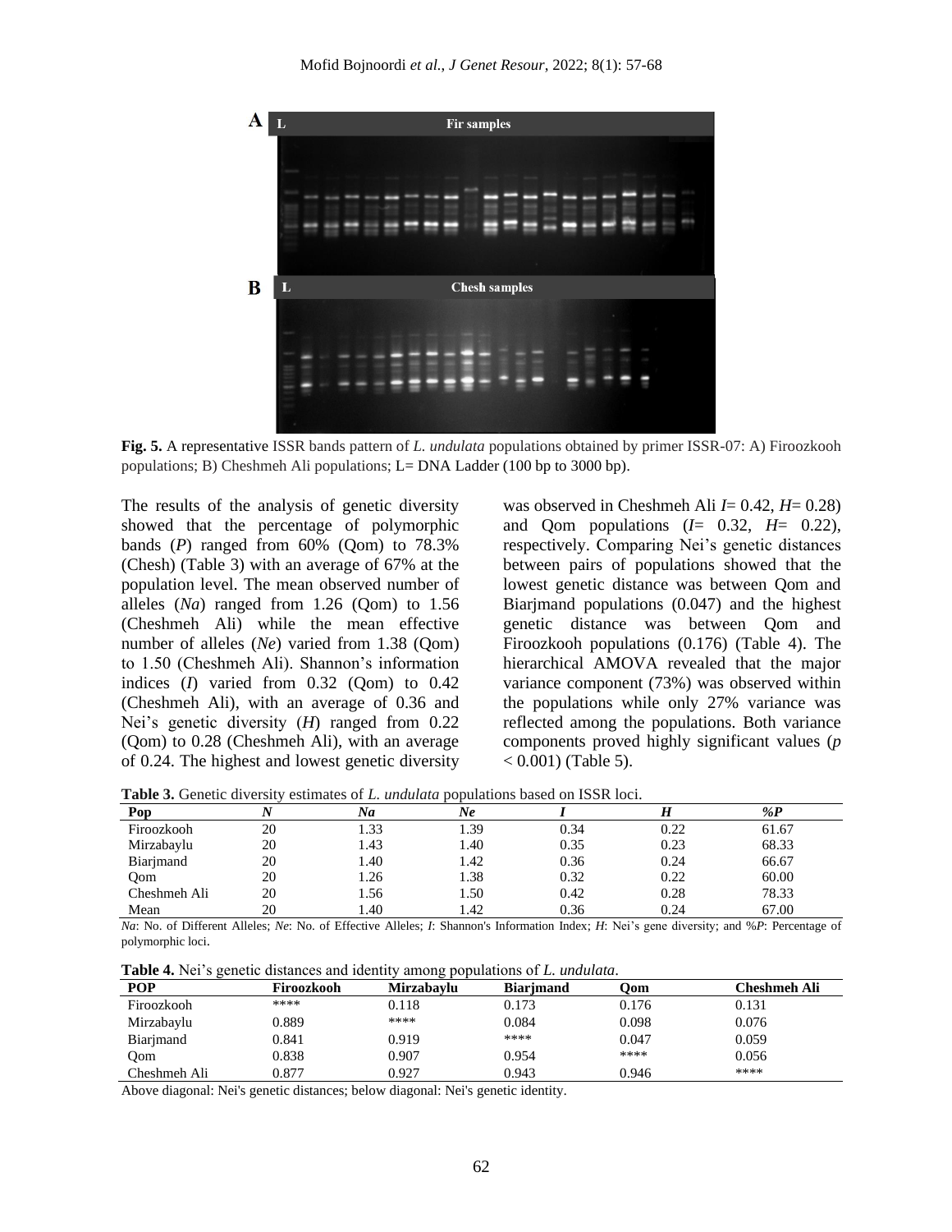**Fig. 5.** A representative ISSR bands pattern of *L. undulata* populations obtained by primer ISSR-07: A) Firoozkooh populations; B) Cheshmeh Ali populations; L= DNA Ladder (100 bp to 3000 bp).

The results of the analysis of genetic diversity showed that the percentage of polymorphic bands (*P*) ranged from 60% (Qom) to 78.3% (Chesh) (Table 3) with an average of 67% at the population level. The mean observed number of alleles (*Na*) ranged from 1.26 (Qom) to 1.56 (Cheshmeh Ali) while the mean effective number of alleles (*Ne*) varied from 1.38 (Qom) to 1.50 (Cheshmeh Ali). Shannon's information indices (*I*) varied from 0.32 (Qom) to 0.42 (Cheshmeh Ali), with an average of 0.36 and Nei's genetic diversity (*H*) ranged from 0.22 (Qom) to 0.28 (Cheshmeh Ali), with an average of 0.24. The highest and lowest genetic diversity was observed in Cheshmeh Ali *I*= 0.42, *H*= 0.28) and Qom populations (*I*= 0.32, *H*= 0.22), respectively. Comparing Nei's genetic distances between pairs of populations showed that the lowest genetic distance was between Qom and Biarjmand populations (0.047) and the highest genetic distance was between Qom and Firoozkooh populations (0.176) (Table 4). The hierarchical AMOVA revealed that the major variance component (73%) was observed within the populations while only 27% variance was reflected among the populations. Both variance components proved highly significant values ($p < 0.001$) (Table 5).

**Table 3.** Genetic diversity estimates of *L. undulata* populations based on ISSR loci.

| Pop | *N* | *Na* | *Ne* | *I* | *H* | *%P* |
|---|---|---|---|---|---|---|
| Firoozkooh | 20 | 1.33 | 1.39 | 0.34 | 0.22 | 61.67 |
| Mirzabaylu | 20 | 1.43 | 1.40 | 0.35 | 0.23 | 68.33 |
| Biarjmand | 20 | 1.40 | 1.42 | 0.36 | 0.24 | 66.67 |
| Qom | 20 | 1.26 | 1.38 | 0.32 | 0.22 | 60.00 |
| Cheshmeh Ali | 20 | 1.56 | 1.50 | 0.42 | 0.28 | 78.33 |
| Mean | 20 | 1.40 | 1.42 | 0.36 | 0.24 | 67.00 |

*Na*: No. of Different Alleles; *Ne*: No. of Effective Alleles; *I*: Shannon's Information Index; *H*: Nei's gene diversity; and %*P*: Percentage of polymorphic loci.

**Table 4.** Nei's genetic distances and identity among populations of *L. undulata*.

| POP | Firoozkooh | Mirzabaylu | Biarjmand | Qom | Cheshmeh Ali |
|---|---|---|---|---|---|
| Firoozkooh | **** | 0.118 | 0.173 | 0.176 | 0.131 |
| Mirzabaylu | 0.889 | **** | 0.084 | 0.098 | 0.076 |
| Biarjmand | 0.841 | 0.919 | **** | 0.047 | 0.059 |
| Qom | 0.838 | 0.907 | 0.954 | **** | 0.056 |
| Cheshmeh Ali | 0.877 | 0.927 | 0.943 | 0.946 | **** |

Above diagonal: Nei's genetic distances; below diagonal: Nei's genetic identity.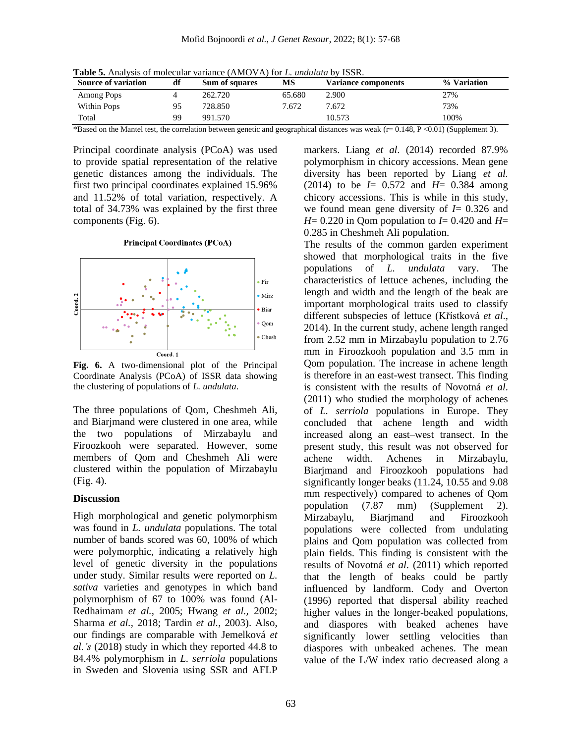**Table 5.** Analysis of molecular variance (AMOVA) for *L. undulata* by ISSR.

| Source of variation | df | Sum of squares | MS | Variance components | % Variation |
|---|---|---|---|---|---|
| Among Pops | 4 | 262.720 | 65.680 | 2.900 | 27% |
| Within Pops | 95 | 728.850 | 7.672 | 7.672 | 73% |
| Total | 99 | 991.570 | | 10.573 | 100% |

*Based on the Mantel test, the correlation between genetic and geographical distances was weak (r= 0.148, P <0.01) (Supplement 3).

Principal coordinate analysis (PCoA) was used to provide spatial representation of the relative genetic distances among the individuals. The first two principal coordinates explained 15.96% and 11.52% of total variation, respectively. A total of 34.73% was explained by the first three components (Fig. 6).

**Fig. 6.** A two-dimensional plot of the Principal Coordinate Analysis (PCoA) of ISSR data showing the clustering of populations of *L. undulata*.

The three populations of Qom, Cheshmeh Ali, and Biarjmand were clustered in one area, while the two populations of Mirzabaylu and Firoozkooh were separated. However, some members of Qom and Cheshmeh Ali were clustered within the population of Mirzabaylu (Fig. 4).

## Discussion

High morphological and genetic polymorphism was found in *L. undulata* populations. The total number of bands scored was 60, 100% of which were polymorphic, indicating a relatively high level of genetic diversity in the populations under study. Similar results were reported on *L. sativa* varieties and genotypes in which band polymorphism of 67 to 100% was found (Al-Redhaimam *et al.,* 2005; Hwang *et al.,* 2002; Sharma *et al.,* 2018; Tardin *et al.,* 2003). Also, our findings are comparable with Jemelková *et al.'s* (2018) study in which they reported 44.8 to 84.4% polymorphism in *L. serriola* populations in Sweden and Slovenia using SSR and AFLP markers. Liang *et al.* (2014) recorded 87.9% polymorphism in chicory accessions. Mean gene diversity has been reported by Liang *et al.* (2014) to be *I*= 0.572 and *H*= 0.384 among chicory accessions. This is while in this study, we found mean gene diversity of *I*= 0.326 and *H*= 0.220 in Qom population to *I*= 0.420 and *H*= 0.285 in Cheshmeh Ali population.

The results of the common garden experiment showed that morphological traits in the five populations of *L. undulata* vary. The characteristics of lettuce achenes, including the length and width and the length of the beak are important morphological traits used to classify different subspecies of lettuce (Křístková *et al*., 2014). In the current study, achene length ranged from 2.52 mm in Mirzabaylu population to 2.76 mm in Firoozkooh population and 3.5 mm in Qom population. The increase in achene length is therefore in an east-west transect. This finding is consistent with the results of Novotná *et al*. (2011) who studied the morphology of achenes of *L. serriola* populations in Europe. They concluded that achene length and width increased along an east–west transect. In the present study, this result was not observed for achene width. Achenes in Mirzabaylu, Biarjmand and Firoozkooh populations had significantly longer beaks (11.24, 10.55 and 9.08 mm respectively) compared to achenes of Qom population (7.87 mm) (Supplement 2). Mirzabaylu, Biarjmand and Firoozkooh populations were collected from undulating plains and Qom population was collected from plain fields. This finding is consistent with the results of Novotná *et al*. (2011) which reported that the length of beaks could be partly influenced by landform. Cody and Overton (1996) reported that dispersal ability reached higher values in the longer-beaked populations, and diaspores with beaked achenes have significantly lower settling velocities than diaspores with unbeaked achenes. The mean value of the L/W index ratio decreased along a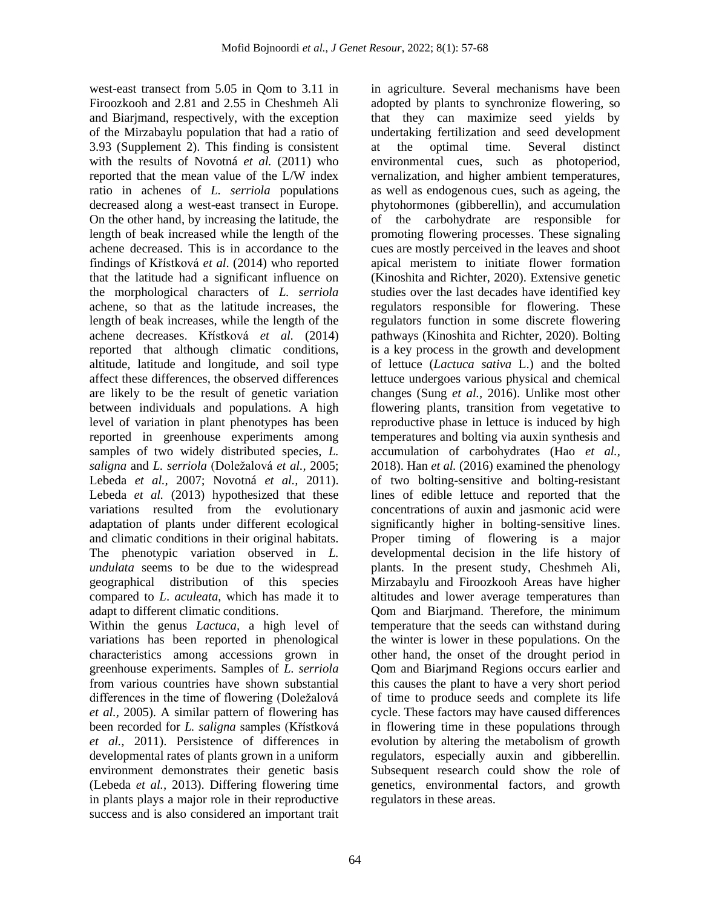west-east transect from 5.05 in Qom to 3.11 in Firoozkooh and 2.81 and 2.55 in Cheshmeh Ali and Biarjmand, respectively, with the exception of the Mirzabaylu population that had a ratio of 3.93 (Supplement 2). This finding is consistent with the results of Novotná *et al.* (2011) who reported that the mean value of the L/W index ratio in achenes of *L. serriola* populations decreased along a west-east transect in Europe. On the other hand, by increasing the latitude, the length of beak increased while the length of the achene decreased. This is in accordance to the findings of Křístková *et al*. (2014) who reported that the latitude had a significant influence on the morphological characters of *L. serriola* achene, so that as the latitude increases, the length of beak increases, while the length of the achene decreases. Křístková *et al.* (2014) reported that although climatic conditions, altitude, latitude and longitude, and soil type affect these differences, the observed differences are likely to be the result of genetic variation between individuals and populations. A high level of variation in plant phenotypes has been reported in greenhouse experiments among samples of two widely distributed species, *L. saligna* and *L. serriola* (Doležalová *et al.,* 2005; Lebeda *et al.,* 2007; Novotná *et al.,* 2011). Lebeda *et al.* (2013) hypothesized that these variations resulted from the evolutionary adaptation of plants under different ecological and climatic conditions in their original habitats. The phenotypic variation observed in *L. undulata* seems to be due to the widespread geographical distribution of this species compared to *L. aculeata*, which has made it to adapt to different climatic conditions.

Within the genus *Lactuca*, a high level of variations has been reported in phenological characteristics among accessions grown in greenhouse experiments. Samples of *L. serriola* from various countries have shown substantial differences in the time of flowering (Doležalová *et al.,* 2005). A similar pattern of flowering has been recorded for *L. saligna* samples (Křístková *et al.,* 2011). Persistence of differences in developmental rates of plants grown in a uniform environment demonstrates their genetic basis (Lebeda *et al.,* 2013). Differing flowering time in plants plays a major role in their reproductive success and is also considered an important trait in agriculture. Several mechanisms have been adopted by plants to synchronize flowering, so that they can maximize seed yields by undertaking fertilization and seed development at the optimal time. Several distinct environmental cues, such as photoperiod, vernalization, and higher ambient temperatures, as well as endogenous cues, such as ageing, the phytohormones (gibberellin), and accumulation of the carbohydrate are responsible for promoting flowering processes. These signaling cues are mostly perceived in the leaves and shoot apical meristem to initiate flower formation (Kinoshita and Richter, 2020). Extensive genetic studies over the last decades have identified key regulators responsible for flowering. These regulators function in some discrete flowering pathways (Kinoshita and Richter, 2020). Bolting is a key process in the growth and development of lettuce (*Lactuca sativa* L.) and the bolted lettuce undergoes various physical and chemical changes (Sung *et al.,* 2016). Unlike most other flowering plants, transition from vegetative to reproductive phase in lettuce is induced by high temperatures and bolting via auxin synthesis and accumulation of carbohydrates (Hao *et al.,* 2018). Han *et al.* (2016) examined the phenology of two bolting-sensitive and bolting-resistant lines of edible lettuce and reported that the concentrations of auxin and jasmonic acid were significantly higher in bolting-sensitive lines. Proper timing of flowering is a major developmental decision in the life history of plants. In the present study, Cheshmeh Ali, Mirzabaylu and Firoozkooh Areas have higher altitudes and lower average temperatures than Qom and Biarjmand. Therefore, the minimum temperature that the seeds can withstand during the winter is lower in these populations. On the other hand, the onset of the drought period in Qom and Biarjmand Regions occurs earlier and this causes the plant to have a very short period of time to produce seeds and complete its life cycle. These factors may have caused differences in flowering time in these populations through evolution by altering the metabolism of growth regulators, especially auxin and gibberellin. Subsequent research could show the role of genetics, environmental factors, and growth regulators in these areas.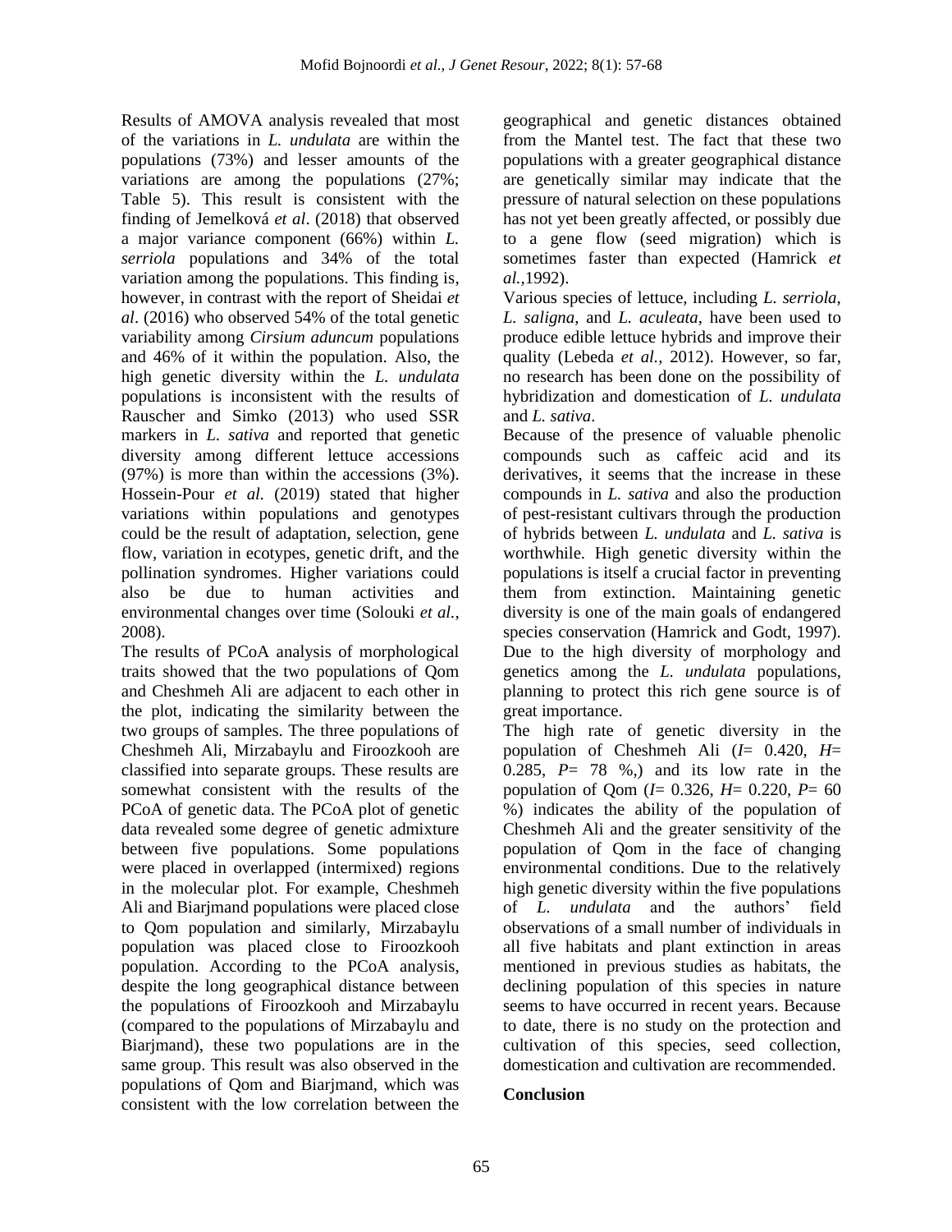Results of AMOVA analysis revealed that most of the variations in *L. undulata* are within the populations (73%) and lesser amounts of the variations are among the populations (27%; Table 5). This result is consistent with the finding of Jemelková *et al*. (2018) that observed a major variance component (66%) within *L. serriola* populations and 34% of the total variation among the populations. This finding is, however, in contrast with the report of Sheidai *et al*. (2016) who observed 54% of the total genetic variability among *Cirsium aduncum* populations and 46% of it within the population. Also, the high genetic diversity within the *L. undulata* populations is inconsistent with the results of Rauscher and Simko (2013) who used SSR markers in *L. sativa* and reported that genetic diversity among different lettuce accessions (97%) is more than within the accessions (3%). Hossein-Pour *et al.* (2019) stated that higher variations within populations and genotypes could be the result of adaptation, selection, gene flow, variation in ecotypes, genetic drift, and the pollination syndromes. Higher variations could also be due to human activities and environmental changes over time (Solouki *et al.,* 2008).

The results of PCoA analysis of morphological traits showed that the two populations of Qom and Cheshmeh Ali are adjacent to each other in the plot, indicating the similarity between the two groups of samples. The three populations of Cheshmeh Ali, Mirzabaylu and Firoozkooh are classified into separate groups. These results are somewhat consistent with the results of the PCoA of genetic data. The PCoA plot of genetic data revealed some degree of genetic admixture between five populations. Some populations were placed in overlapped (intermixed) regions in the molecular plot. For example, Cheshmeh Ali and Biarjmand populations were placed close to Qom population and similarly, Mirzabaylu population was placed close to Firoozkooh population. According to the PCoA analysis, despite the long geographical distance between the populations of Firoozkooh and Mirzabaylu (compared to the populations of Mirzabaylu and Biarjmand), these two populations are in the same group. This result was also observed in the populations of Qom and Biarjmand, which was consistent with the low correlation between the geographical and genetic distances obtained from the Mantel test. The fact that these two populations with a greater geographical distance are genetically similar may indicate that the pressure of natural selection on these populations has not yet been greatly affected, or possibly due to a gene flow (seed migration) which is sometimes faster than expected (Hamrick *et al.,*1992).

Various species of lettuce, including *L. serriola*, *L. saligna*, and *L. aculeata*, have been used to produce edible lettuce hybrids and improve their quality (Lebeda *et al.,* 2012). However, so far, no research has been done on the possibility of hybridization and domestication of *L. undulata* and *L. sativa*.

Because of the presence of valuable phenolic compounds such as caffeic acid and its derivatives, it seems that the increase in these compounds in *L. sativa* and also the production of pest-resistant cultivars through the production of hybrids between *L. undulata* and *L. sativa* is worthwhile. High genetic diversity within the populations is itself a crucial factor in preventing them from extinction. Maintaining genetic diversity is one of the main goals of endangered species conservation (Hamrick and Godt, 1997). Due to the high diversity of morphology and genetics among the *L. undulata* populations, planning to protect this rich gene source is of great importance.

The high rate of genetic diversity in the population of Cheshmeh Ali ($I$= 0.420, $H$= 0.285, $P$= 78 %,) and its low rate in the population of Qom ($I$= 0.326, $H$= 0.220, $P$= 60 %) indicates the ability of the population of Cheshmeh Ali and the greater sensitivity of the population of Qom in the face of changing environmental conditions. Due to the relatively high genetic diversity within the five populations of *L. undulata* and the authors' field observations of a small number of individuals in all five habitats and plant extinction in areas mentioned in previous studies as habitats, the declining population of this species in nature seems to have occurred in recent years. Because to date, there is no study on the protection and cultivation of this species, seed collection, domestication and cultivation are recommended.

## Conclusion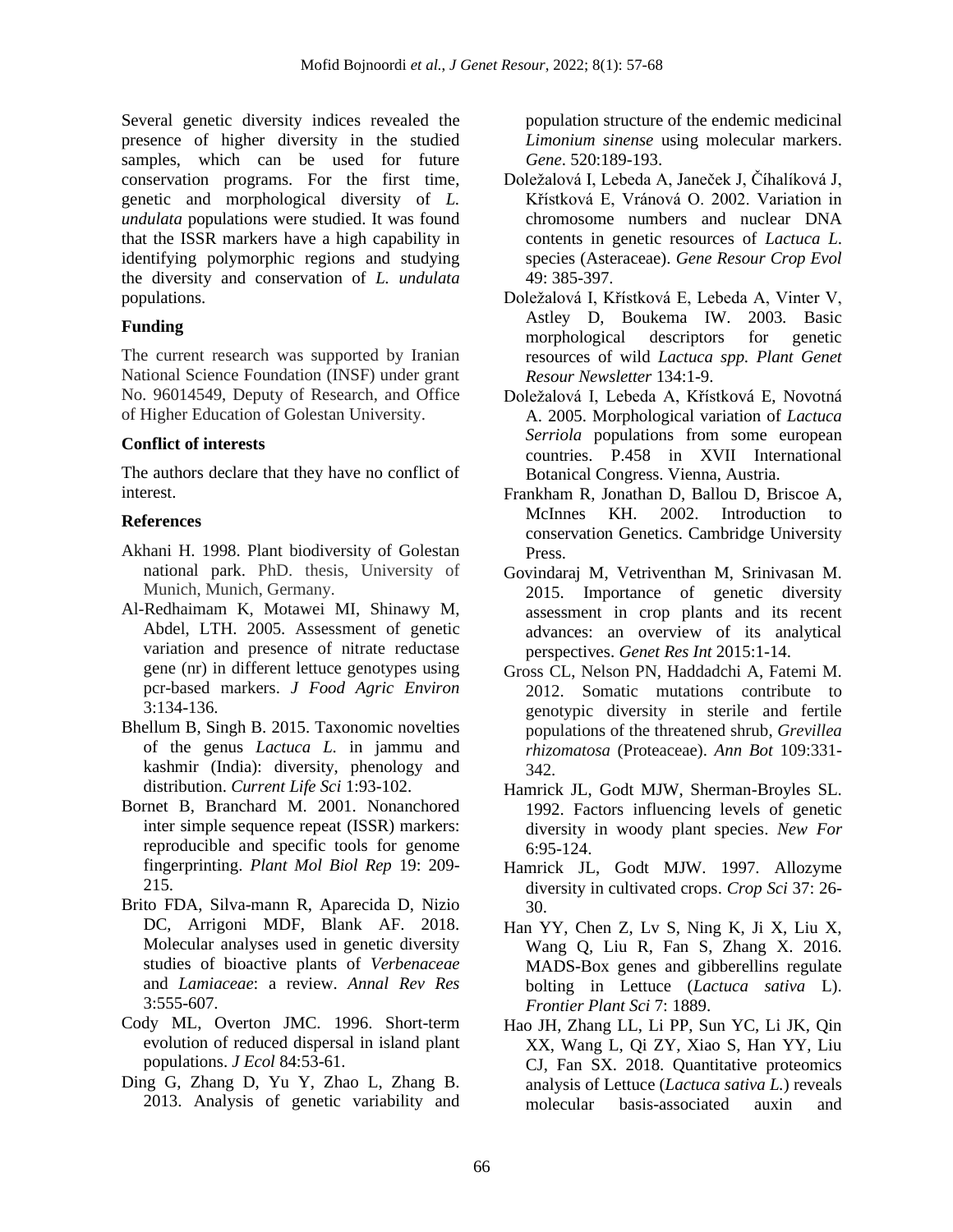Several genetic diversity indices revealed the presence of higher diversity in the studied samples, which can be used for future conservation programs. For the first time, genetic and morphological diversity of *L. undulata* populations were studied. It was found that the ISSR markers have a high capability in identifying polymorphic regions and studying the diversity and conservation of *L. undulata* populations.

## Funding

The current research was supported by Iranian National Science Foundation (INSF) under grant No. 96014549, Deputy of Research, and Office of Higher Education of Golestan University.

## Conflict of interests

The authors declare that they have no conflict of interest.

## References

- Akhani H. 1998. Plant biodiversity of Golestan national park. PhD. thesis, University of Munich, Munich, Germany.
- Al-Redhaimam K, Motawei MI, Shinawy M, Abdel, LTH. 2005. Assessment of genetic variation and presence of nitrate reductase gene (nr) in different lettuce genotypes using pcr-based markers. *J Food Agric Environ* 3:134-136.
- Bhellum B, Singh B. 2015. Taxonomic novelties of the genus *Lactuca L.* in jammu and kashmir (India): diversity, phenology and distribution. *Current Life Sci* 1:93-102.
- Bornet B, Branchard M. 2001. Nonanchored inter simple sequence repeat (ISSR) markers: reproducible and specific tools for genome fingerprinting. *Plant Mol Biol Rep* 19: 209-215.
- Brito FDA, Silva-mann R, Aparecida D, Nizio DC, Arrigoni MDF, Blank AF. 2018. Molecular analyses used in genetic diversity studies of bioactive plants of *Verbenaceae* and *Lamiaceae*: a review. *Annal Rev Res* 3:555-607.
- Cody ML, Overton JMC. 1996. Short-term evolution of reduced dispersal in island plant populations. *J Ecol* 84:53-61.
- Ding G, Zhang D, Yu Y, Zhao L, Zhang B. 2013. Analysis of genetic variability and population structure of the endemic medicinal *Limonium sinense* using molecular markers. *Gene*. 520:189-193.
- Doležalová I, Lebeda A, Janeček J, Čihalíková J, Křístková E, Vránová O. 2002. Variation in chromosome numbers and nuclear DNA contents in genetic resources of *Lactuca L.* species (Asteraceae). *Gene Resour Crop Evol* 49: 385-397.
- Doležalová I, Křístková E, Lebeda A, Vinter V, Astley D, Boukema IW. 2003. Basic morphological descriptors for genetic resources of wild *Lactuca spp. Plant Genet Resour Newsletter* 134:1-9.
- Doležalová I, Lebeda A, Křístková E, Novotná A. 2005. Morphological variation of *Lactuca Serriola* populations from some european countries. P.458 in XVII International Botanical Congress. Vienna, Austria.
- Frankham R, Jonathan D, Ballou D, Briscoe A, McInnes KH. 2002. Introduction to conservation Genetics. Cambridge University Press.
- Govindaraj M, Vetriventhan M, Srinivasan M. 2015. Importance of genetic diversity assessment in crop plants and its recent advances: an overview of its analytical perspectives. *Genet Res Int* 2015:1-14.
- Gross CL, Nelson PN, Haddadchi A, Fatemi M. 2012. Somatic mutations contribute to genotypic diversity in sterile and fertile populations of the threatened shrub, *Grevillea rhizomatosa* (Proteaceae). *Ann Bot* 109:331-342.
- Hamrick JL, Godt MJW, Sherman-Broyles SL. 1992. Factors influencing levels of genetic diversity in woody plant species. *New For* 6:95-124.
- Hamrick JL, Godt MJW. 1997. Allozyme diversity in cultivated crops. *Crop Sci* 37: 26-30.
- Han YY, Chen Z, Lv S, Ning K, Ji X, Liu X, Wang Q, Liu R, Fan S, Zhang X. 2016. MADS-Box genes and gibberellins regulate bolting in Lettuce (*Lactuca sativa* L). *Frontier Plant Sci* 7: 1889.
- Hao JH, Zhang LL, Li PP, Sun YC, Li JK, Qin XX, Wang L, Qi ZY, Xiao S, Han YY, Liu CJ, Fan SX. 2018. Quantitative proteomics analysis of Lettuce (*Lactuca sativa L.*) reveals molecular basis-associated auxin and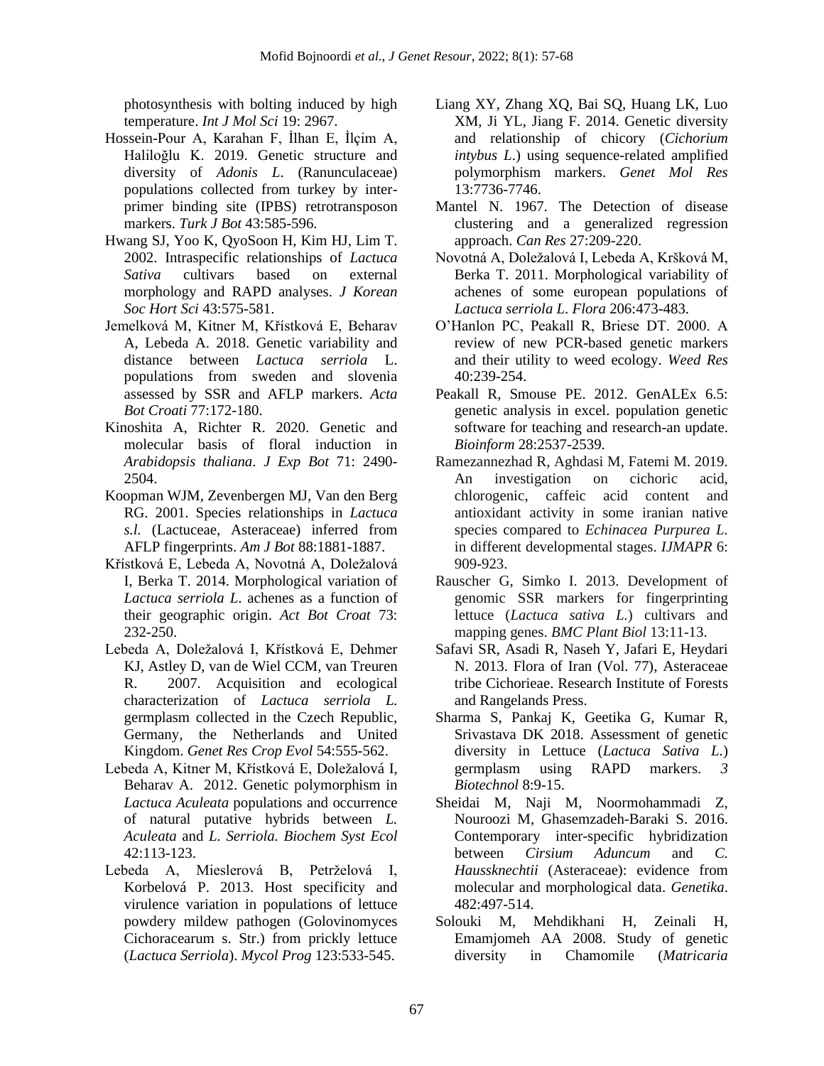photosynthesis with bolting induced by high temperature. *Int J Mol Sci* 19: 2967.

Hossein-Pour A, Karahan F, İlhan E, İlçim A, Haliloğlu K. 2019. Genetic structure and diversity of *Adonis L*. (Ranunculaceae) populations collected from turkey by inter-primer binding site (IPBS) retrotransposon markers. *Turk J Bot* 43:585-596.

Hwang SJ, Yoo K, QyoSoon H, Kim HJ, Lim T. 2002. Intraspecific relationships of *Lactuca Sativa* cultivars based on external morphology and RAPD analyses. *J Korean Soc Hort Sci* 43:575-581.

Jemelková M, Kitner M, Křístková E, Beharav A, Lebeda A. 2018. Genetic variability and distance between *Lactuca serriola* L. populations from sweden and slovenia assessed by SSR and AFLP markers. *Acta Bot Croati* 77:172-180.

Kinoshita A, Richter R. 2020. Genetic and molecular basis of floral induction in *Arabidopsis thaliana*. *J Exp Bot* 71: 2490-2504.

Koopman WJM, Zevenbergen MJ, Van den Berg RG. 2001. Species relationships in *Lactuca s.l.* (Lactuceae, Asteraceae) inferred from AFLP fingerprints. *Am J Bot* 88:1881-1887.

Křístková E, Lebeda A, Novotná A, Doležalová I, Berka T. 2014. Morphological variation of *Lactuca serriola L*. achenes as a function of their geographic origin. *Act Bot Croat* 73: 232-250.

Lebeda A, Doležalová I, Křístková E, Dehmer KJ, Astley D, van de Wiel CCM, van Treuren R. 2007. Acquisition and ecological characterization of *Lactuca serriola L.* germplasm collected in the Czech Republic, Germany, the Netherlands and United Kingdom. *Genet Res Crop Evol* 54:555-562.

Lebeda A, Kitner M, Křístková E, Doležalová I, Beharav A. 2012. Genetic polymorphism in *Lactuca Aculeata* populations and occurrence of natural putative hybrids between *L. Aculeata* and *L. Serriola. Biochem Syst Ecol* 42:113-123.

Lebeda A, Mieslerová B, Petrželová I, Korbelová P. 2013. Host specificity and virulence variation in populations of lettuce powdery mildew pathogen (Golovinomyces Cichoracearum s. Str.) from prickly lettuce (*Lactuca Serriola*). *Mycol Prog* 123:533-545.

Liang XY, Zhang XQ, Bai SQ, Huang LK, Luo XM, Ji YL, Jiang F. 2014. Genetic diversity and relationship of chicory (*Cichorium intybus L*.) using sequence-related amplified polymorphism markers. *Genet Mol Res* 13:7736-7746.

Mantel N. 1967. The Detection of disease clustering and a generalized regression approach. *Can Res* 27:209-220.

Novotná A, Doležalová I, Lebeda A, Kršková M, Berka T. 2011. Morphological variability of achenes of some european populations of *Lactuca serriola L. Flora* 206:473-483.

O'Hanlon PC, Peakall R, Briese DT. 2000. A review of new PCR-based genetic markers and their utility to weed ecology. *Weed Res* 40:239-254.

Peakall R, Smouse PE. 2012. GenALEx 6.5: genetic analysis in excel. population genetic software for teaching and research-an update. *Bioinform* 28:2537-2539.

Ramezannezhad R, Aghdasi M, Fatemi M. 2019. An investigation on cichoric acid, chlorogenic, caffeic acid content and antioxidant activity in some iranian native species compared to *Echinacea Purpurea L.* in different developmental stages. *IJMAPR* 6: 909-923.

Rauscher G, Simko I. 2013. Development of genomic SSR markers for fingerprinting lettuce (*Lactuca sativa L.*) cultivars and mapping genes. *BMC Plant Biol* 13:11-13.

Safavi SR, Asadi R, Naseh Y, Jafari E, Heydari N. 2013. Flora of Iran (Vol. 77), Asteraceae tribe Cichorieae. Research Institute of Forests and Rangelands Press.

Sharma S, Pankaj K, Geetika G, Kumar R, Srivastava DK 2018. Assessment of genetic diversity in Lettuce (*Lactuca Sativa L.*) germplasm using RAPD markers. *3 Biotechnol* 8:9-15.

Sheidai M, Naji M, Noormohammadi Z, Nouroozi M, Ghasemzadeh-Baraki S. 2016. Contemporary inter-specific hybridization between *Cirsium Aduncum* and *C. Haussknechtii* (Asteraceae): evidence from molecular and morphological data. *Genetika*. 482:497-514.

Solouki M, Mehdikhani H, Zeinali H, Emamjomeh AA 2008. Study of genetic diversity in Chamomile (*Matricaria*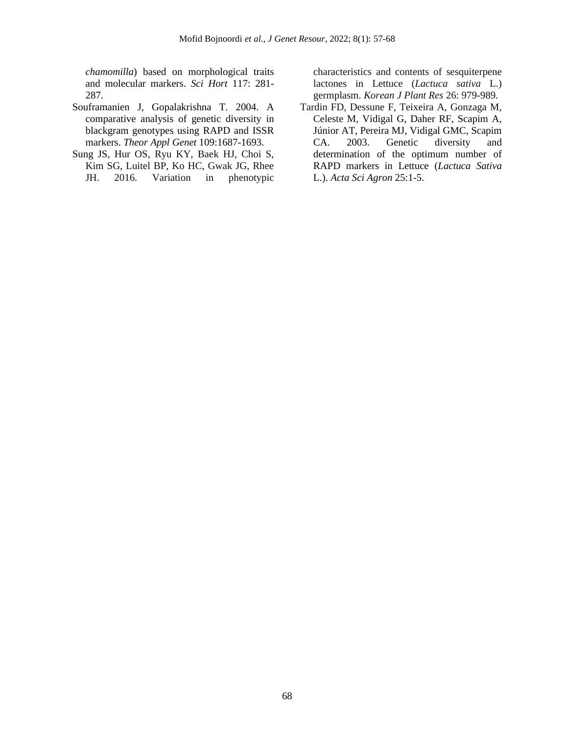*chamomilla*) based on morphological traits and molecular markers. *Sci Hort* 117: 281-287.

Souframanien J, Gopalakrishna T. 2004. A comparative analysis of genetic diversity in blackgram genotypes using RAPD and ISSR markers. *Theor Appl Genet* 109:1687-1693.

Sung JS, Hur OS, Ryu KY, Baek HJ, Choi S, Kim SG, Luitel BP, Ko HC, Gwak JG, Rhee JH. 2016. Variation in phenotypic characteristics and contents of sesquiterpene lactones in Lettuce (*Lactuca sativa* L.) germplasm. *Korean J Plant Res* 26: 979-989.

Tardin FD, Dessune F, Teixeira A, Gonzaga M, Celeste M, Vidigal G, Daher RF, Scapim A, Júnior AT, Pereira MJ, Vidigal GMC, Scapim CA. 2003. Genetic diversity and determination of the optimum number of RAPD markers in Lettuce (*Lactuca Sativa* L.). *Acta Sci Agron* 25:1-5.